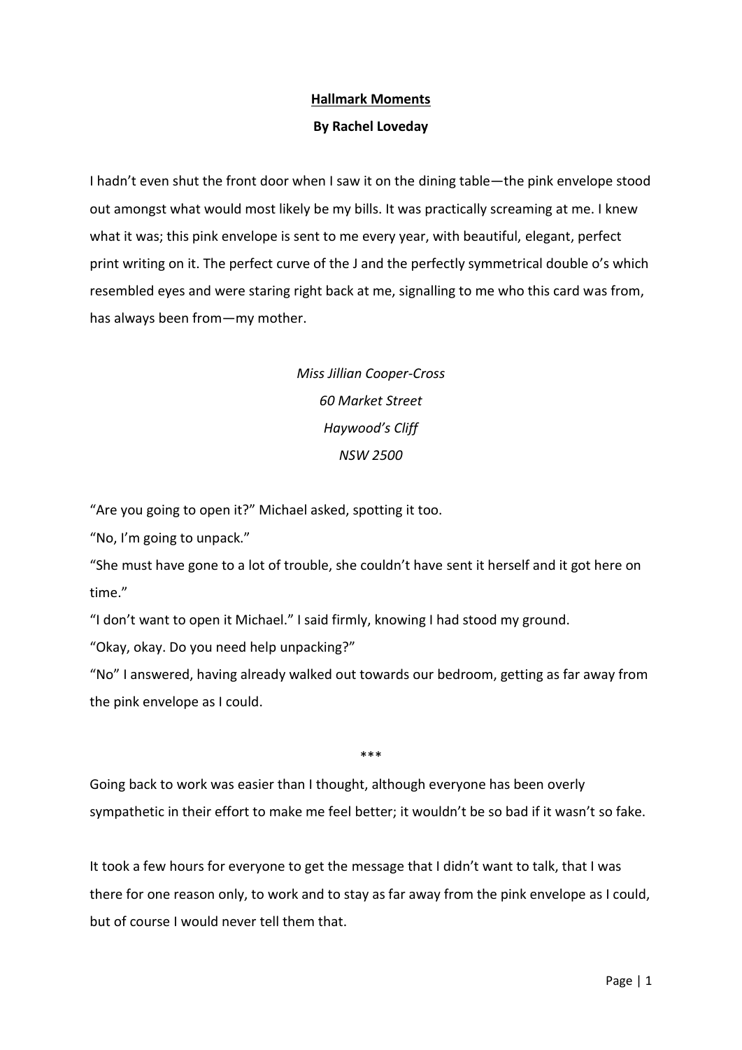**<u>Hallmark Moments</u>**

**By Rachel Loveday**

I hadn't even shut the front door when I saw it on the dining table—the pink envelope stood out amongst what would most likely be my bills. It was practically screaming at me. I knew what it was; this pink envelope is sent to me every year, with beautiful, elegant, perfect print writing on it. The perfect curve of the J and the perfectly symmetrical double o's which resembled eyes and were staring right back at me, signalling to me who this card was from, has always been from—my mother.

*Miss Jillian Cooper-Cross*
*60 Market Street*
*Haywood's Cliff*
*NSW 2500*

"Are you going to open it?" Michael asked, spotting it too.

"No, I'm going to unpack."

"She must have gone to a lot of trouble, she couldn't have sent it herself and it got here on time."

"I don't want to open it Michael." I said firmly, knowing I had stood my ground.

"Okay, okay. Do you need help unpacking?"

"No" I answered, having already walked out towards our bedroom, getting as far away from the pink envelope as I could.

***

Going back to work was easier than I thought, although everyone has been overly sympathetic in their effort to make me feel better; it wouldn't be so bad if it wasn't so fake.

It took a few hours for everyone to get the message that I didn't want to talk, that I was there for one reason only, to work and to stay as far away from the pink envelope as I could, but of course I would never tell them that.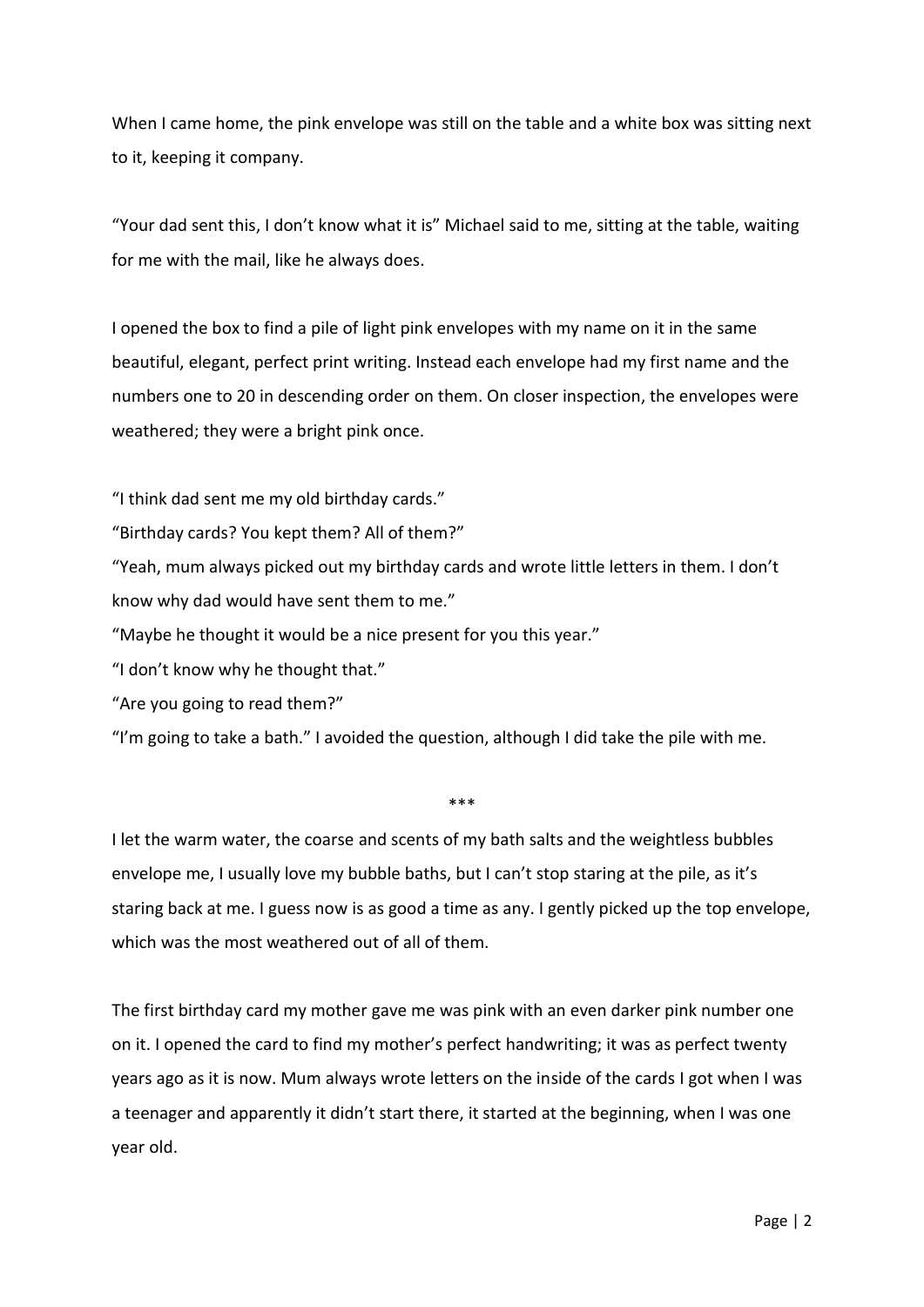When I came home, the pink envelope was still on the table and a white box was sitting next to it, keeping it company.

"Your dad sent this, I don't know what it is" Michael said to me, sitting at the table, waiting for me with the mail, like he always does.

I opened the box to find a pile of light pink envelopes with my name on it in the same beautiful, elegant, perfect print writing. Instead each envelope had my first name and the numbers one to 20 in descending order on them. On closer inspection, the envelopes were weathered; they were a bright pink once.

"I think dad sent me my old birthday cards."

"Birthday cards? You kept them? All of them?"

"Yeah, mum always picked out my birthday cards and wrote little letters in them. I don't know why dad would have sent them to me."

"Maybe he thought it would be a nice present for you this year."

"I don't know why he thought that."

"Are you going to read them?"

"I'm going to take a bath." I avoided the question, although I did take the pile with me.

***

I let the warm water, the coarse and scents of my bath salts and the weightless bubbles envelope me, I usually love my bubble baths, but I can't stop staring at the pile, as it's staring back at me. I guess now is as good a time as any. I gently picked up the top envelope, which was the most weathered out of all of them.

The first birthday card my mother gave me was pink with an even darker pink number one on it. I opened the card to find my mother's perfect handwriting; it was as perfect twenty years ago as it is now. Mum always wrote letters on the inside of the cards I got when I was a teenager and apparently it didn't start there, it started at the beginning, when I was one year old.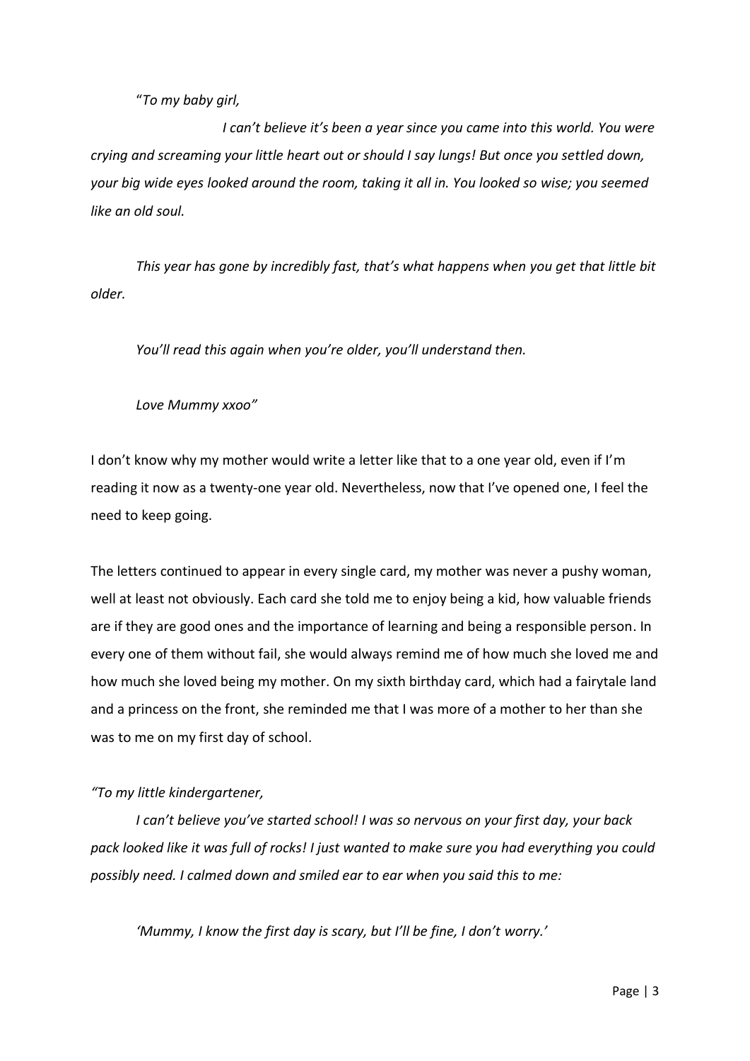"*To my baby girl,*

*I can't believe it's been a year since you came into this world. You were crying and screaming your little heart out or should I say lungs! But once you settled down, your big wide eyes looked around the room, taking it all in. You looked so wise; you seemed like an old soul.*

*This year has gone by incredibly fast, that's what happens when you get that little bit older.*

*You'll read this again when you're older, you'll understand then.*

*Love Mummy xxoo"*

I don't know why my mother would write a letter like that to a one year old, even if I'm reading it now as a twenty-one year old. Nevertheless, now that I've opened one, I feel the need to keep going.

The letters continued to appear in every single card, my mother was never a pushy woman, well at least not obviously. Each card she told me to enjoy being a kid, how valuable friends are if they are good ones and the importance of learning and being a responsible person. In every one of them without fail, she would always remind me of how much she loved me and how much she loved being my mother. On my sixth birthday card, which had a fairytale land and a princess on the front, she reminded me that I was more of a mother to her than she was to me on my first day of school.

*"To my little kindergartener,*

*I can't believe you've started school! I was so nervous on your first day, your back pack looked like it was full of rocks! I just wanted to make sure you had everything you could possibly need. I calmed down and smiled ear to ear when you said this to me:*

*'Mummy, I know the first day is scary, but I'll be fine, I don't worry.'*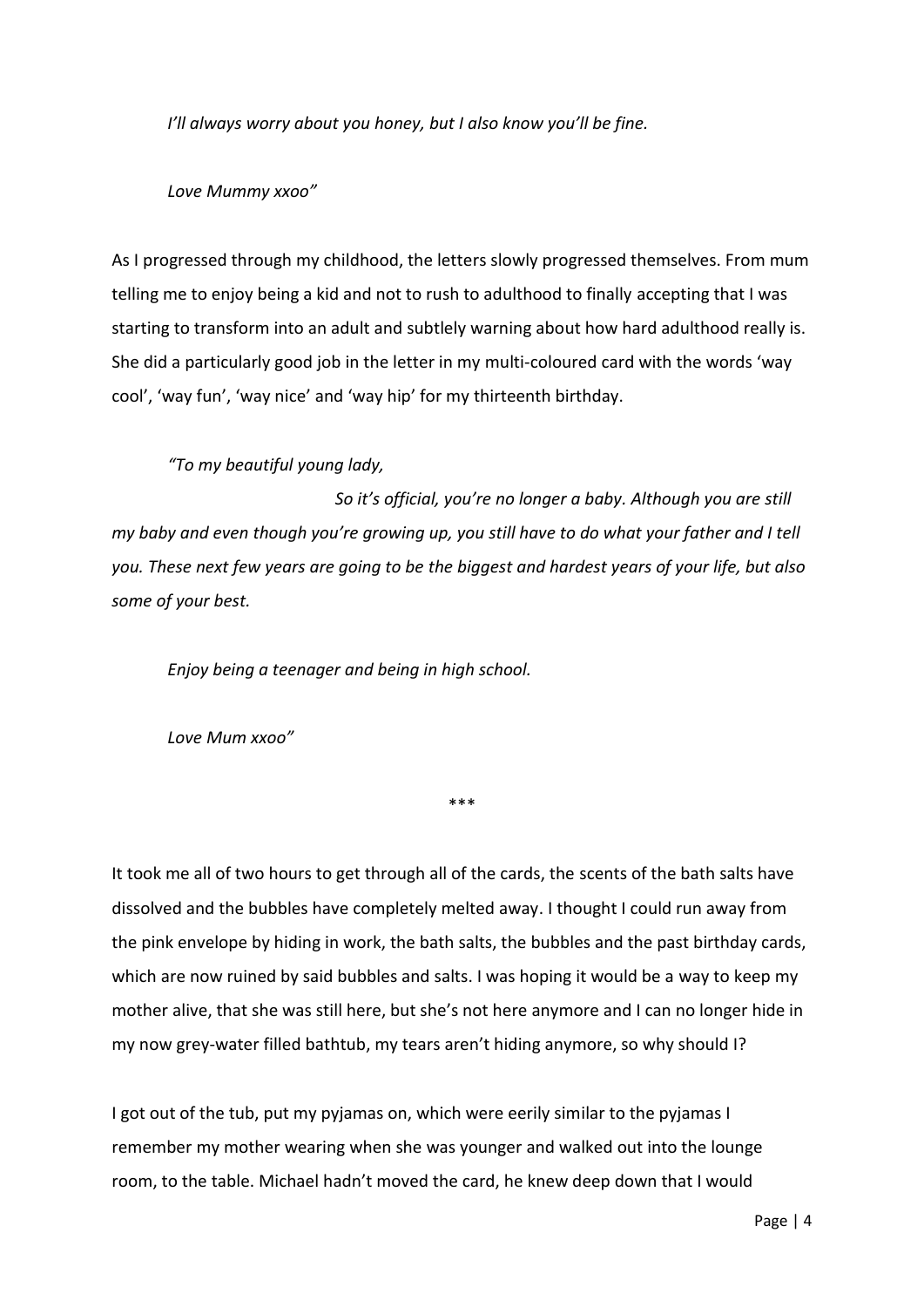*I'll always worry about you honey, but I also know you'll be fine.*

*Love Mummy xxoo"*

As I progressed through my childhood, the letters slowly progressed themselves. From mum telling me to enjoy being a kid and not to rush to adulthood to finally accepting that I was starting to transform into an adult and subtlely warning about how hard adulthood really is. She did a particularly good job in the letter in my multi-coloured card with the words 'way cool', 'way fun', 'way nice' and 'way hip' for my thirteenth birthday.

*"To my beautiful young lady,*

*So it's official, you're no longer a baby. Although you are still my baby and even though you're growing up, you still have to do what your father and I tell you. These next few years are going to be the biggest and hardest years of your life, but also some of your best.*

*Enjoy being a teenager and being in high school.*

*Love Mum xxoo"*

\*\*\*

It took me all of two hours to get through all of the cards, the scents of the bath salts have dissolved and the bubbles have completely melted away. I thought I could run away from the pink envelope by hiding in work, the bath salts, the bubbles and the past birthday cards, which are now ruined by said bubbles and salts. I was hoping it would be a way to keep my mother alive, that she was still here, but she's not here anymore and I can no longer hide in my now grey-water filled bathtub, my tears aren't hiding anymore, so why should I?

I got out of the tub, put my pyjamas on, which were eerily similar to the pyjamas I remember my mother wearing when she was younger and walked out into the lounge room, to the table. Michael hadn't moved the card, he knew deep down that I would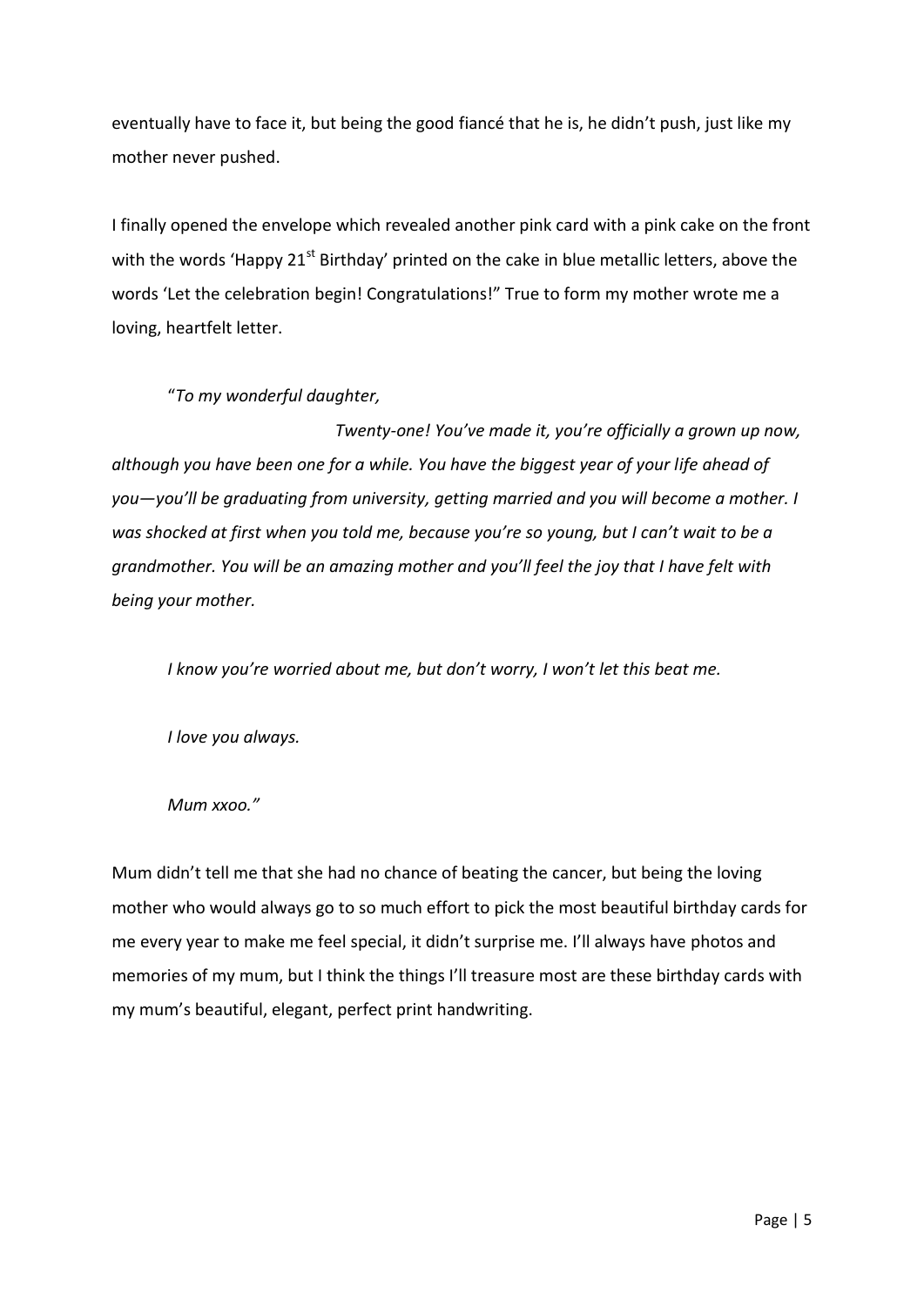eventually have to face it, but being the good fiancé that he is, he didn't push, just like my mother never pushed.

I finally opened the envelope which revealed another pink card with a pink cake on the front with the words 'Happy 21st Birthday' printed on the cake in blue metallic letters, above the words 'Let the celebration begin! Congratulations!" True to form my mother wrote me a loving, heartfelt letter.

"*To my wonderful daughter,*

*Twenty-one! You've made it, you're officially a grown up now, although you have been one for a while. You have the biggest year of your life ahead of you—you'll be graduating from university, getting married and you will become a mother. I was shocked at first when you told me, because you're so young, but I can't wait to be a grandmother. You will be an amazing mother and you'll feel the joy that I have felt with being your mother.*

*I know you're worried about me, but don't worry, I won't let this beat me.*

*I love you always.*

*Mum xxoo."*

Mum didn't tell me that she had no chance of beating the cancer, but being the loving mother who would always go to so much effort to pick the most beautiful birthday cards for me every year to make me feel special, it didn't surprise me. I'll always have photos and memories of my mum, but I think the things I'll treasure most are these birthday cards with my mum's beautiful, elegant, perfect print handwriting.